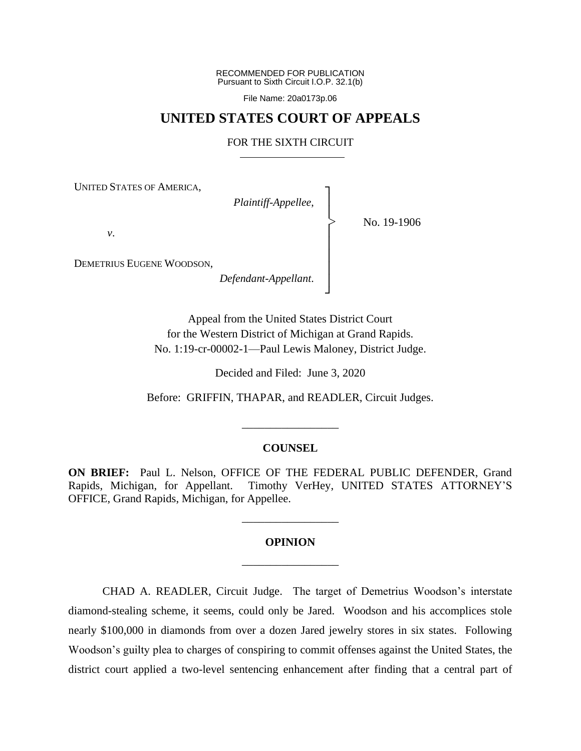RECOMMENDED FOR PUBLICATION
Pursuant to Sixth Circuit I.O.P. 32.1(b)

File Name: 20a0173p.06

# UNITED STATES COURT OF APPEALS

## FOR THE SIXTH CIRCUIT

UNITED STATES OF AMERICA,
*Plaintiff-Appellee,*

*v*.

DEMETRIUS EUGENE WOODSON,
*Defendant-Appellant*.

No. 19-1906

Appeal from the United States District Court
for the Western District of Michigan at Grand Rapids.
No. 1:19-cr-00002-1—Paul Lewis Maloney, District Judge.

Decided and Filed: June 3, 2020

Before: GRIFFIN, THAPAR, and READLER, Circuit Judges.

## COUNSEL

**ON BRIEF:** Paul L. Nelson, OFFICE OF THE FEDERAL PUBLIC DEFENDER, Grand Rapids, Michigan, for Appellant. Timothy VerHey, UNITED STATES ATTORNEY'S OFFICE, Grand Rapids, Michigan, for Appellee.

## OPINION

CHAD A. READLER, Circuit Judge. The target of Demetrius Woodson's interstate diamond-stealing scheme, it seems, could only be Jared. Woodson and his accomplices stole nearly $100,000 in diamonds from over a dozen Jared jewelry stores in six states. Following Woodson's guilty plea to charges of conspiring to commit offenses against the United States, the district court applied a two-level sentencing enhancement after finding that a central part of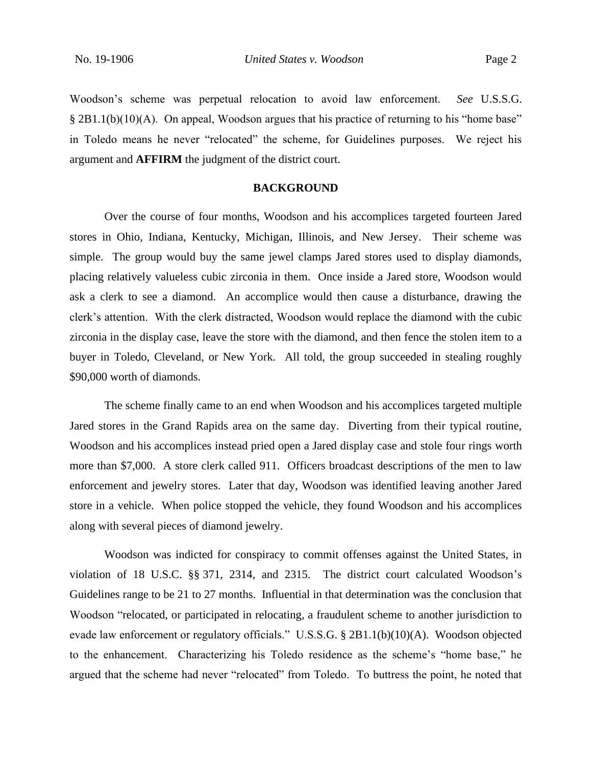Woodson's scheme was perpetual relocation to avoid law enforcement. *See* U.S.S.G. § 2B1.1(b)(10)(A). On appeal, Woodson argues that his practice of returning to his "home base" in Toledo means he never "relocated" the scheme, for Guidelines purposes. We reject his argument and **AFFIRM** the judgment of the district court.

## BACKGROUND

Over the course of four months, Woodson and his accomplices targeted fourteen Jared stores in Ohio, Indiana, Kentucky, Michigan, Illinois, and New Jersey. Their scheme was simple. The group would buy the same jewel clamps Jared stores used to display diamonds, placing relatively valueless cubic zirconia in them. Once inside a Jared store, Woodson would ask a clerk to see a diamond. An accomplice would then cause a disturbance, drawing the clerk's attention. With the clerk distracted, Woodson would replace the diamond with the cubic zirconia in the display case, leave the store with the diamond, and then fence the stolen item to a buyer in Toledo, Cleveland, or New York. All told, the group succeeded in stealing roughly $90,000 worth of diamonds.

The scheme finally came to an end when Woodson and his accomplices targeted multiple Jared stores in the Grand Rapids area on the same day. Diverting from their typical routine, Woodson and his accomplices instead pried open a Jared display case and stole four rings worth more than $7,000. A store clerk called 911. Officers broadcast descriptions of the men to law enforcement and jewelry stores. Later that day, Woodson was identified leaving another Jared store in a vehicle. When police stopped the vehicle, they found Woodson and his accomplices along with several pieces of diamond jewelry.

Woodson was indicted for conspiracy to commit offenses against the United States, in violation of 18 U.S.C. §§ 371, 2314, and 2315. The district court calculated Woodson's Guidelines range to be 21 to 27 months. Influential in that determination was the conclusion that Woodson "relocated, or participated in relocating, a fraudulent scheme to another jurisdiction to evade law enforcement or regulatory officials." U.S.S.G. § 2B1.1(b)(10)(A). Woodson objected to the enhancement. Characterizing his Toledo residence as the scheme's "home base," he argued that the scheme had never "relocated" from Toledo. To buttress the point, he noted that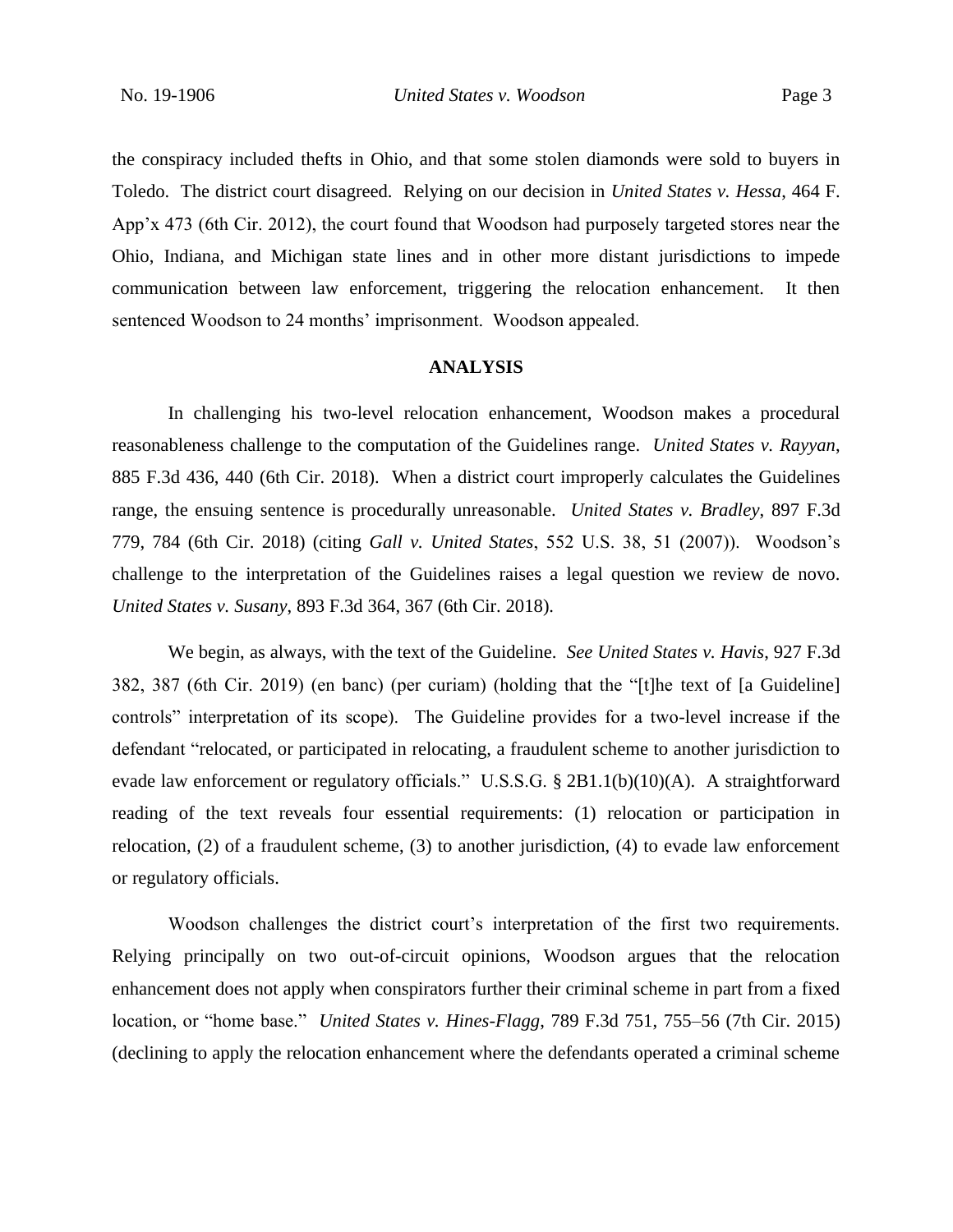the conspiracy included thefts in Ohio, and that some stolen diamonds were sold to buyers in Toledo. The district court disagreed. Relying on our decision in *United States v. Hessa*, 464 F. App'x 473 (6th Cir. 2012), the court found that Woodson had purposely targeted stores near the Ohio, Indiana, and Michigan state lines and in other more distant jurisdictions to impede communication between law enforcement, triggering the relocation enhancement. It then sentenced Woodson to 24 months' imprisonment. Woodson appealed.

## ANALYSIS

In challenging his two-level relocation enhancement, Woodson makes a procedural reasonableness challenge to the computation of the Guidelines range. *United States v. Rayyan*, 885 F.3d 436, 440 (6th Cir. 2018). When a district court improperly calculates the Guidelines range, the ensuing sentence is procedurally unreasonable. *United States v. Bradley*, 897 F.3d 779, 784 (6th Cir. 2018) (citing *Gall v. United States*, 552 U.S. 38, 51 (2007)). Woodson's challenge to the interpretation of the Guidelines raises a legal question we review de novo. *United States v. Susany*, 893 F.3d 364, 367 (6th Cir. 2018).

We begin, as always, with the text of the Guideline. *See United States v. Havis*, 927 F.3d 382, 387 (6th Cir. 2019) (en banc) (per curiam) (holding that the "[t]he text of [a Guideline] controls" interpretation of its scope). The Guideline provides for a two-level increase if the defendant "relocated, or participated in relocating, a fraudulent scheme to another jurisdiction to evade law enforcement or regulatory officials." U.S.S.G. § 2B1.1(b)(10)(A). A straightforward reading of the text reveals four essential requirements: (1) relocation or participation in relocation, (2) of a fraudulent scheme, (3) to another jurisdiction, (4) to evade law enforcement or regulatory officials.

Woodson challenges the district court's interpretation of the first two requirements. Relying principally on two out-of-circuit opinions, Woodson argues that the relocation enhancement does not apply when conspirators further their criminal scheme in part from a fixed location, or "home base." *United States v. Hines-Flagg*, 789 F.3d 751, 755–56 (7th Cir. 2015) (declining to apply the relocation enhancement where the defendants operated a criminal scheme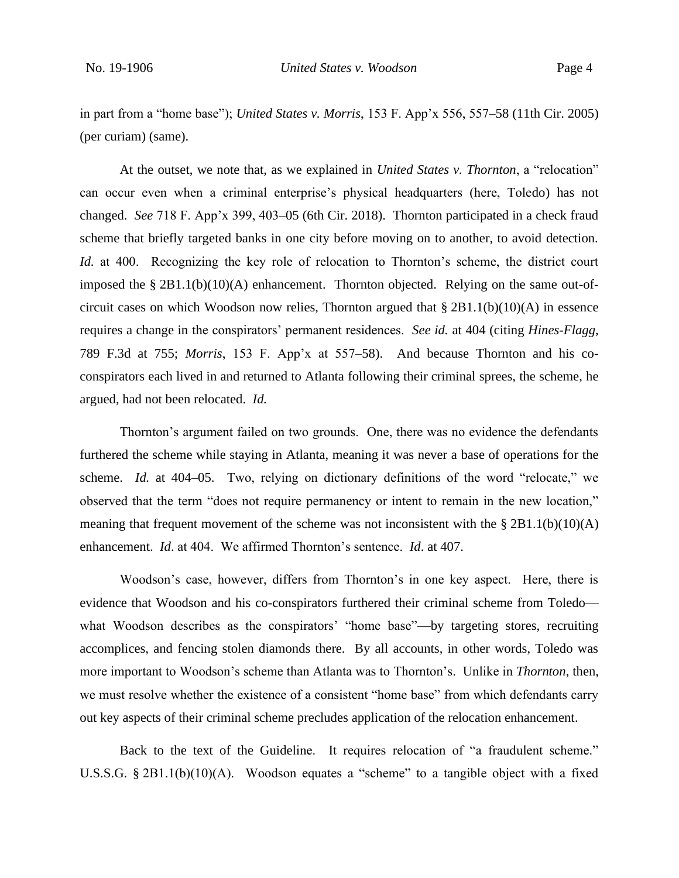in part from a "home base"); *United States v. Morris*, 153 F. App'x 556, 557–58 (11th Cir. 2005) (per curiam) (same).

At the outset, we note that, as we explained in *United States v. Thornton*, a "relocation" can occur even when a criminal enterprise's physical headquarters (here, Toledo) has not changed. *See* 718 F. App'x 399, 403–05 (6th Cir. 2018). Thornton participated in a check fraud scheme that briefly targeted banks in one city before moving on to another, to avoid detection. *Id.* at 400. Recognizing the key role of relocation to Thornton's scheme, the district court imposed the § 2B1.1(b)(10)(A) enhancement. Thornton objected. Relying on the same out-of-circuit cases on which Woodson now relies, Thornton argued that § 2B1.1(b)(10)(A) in essence requires a change in the conspirators' permanent residences. *See id.* at 404 (citing *Hines-Flagg*, 789 F.3d at 755; *Morris*, 153 F. App'x at 557–58). And because Thornton and his co-conspirators each lived in and returned to Atlanta following their criminal sprees, the scheme, he argued, had not been relocated. *Id.*

Thornton's argument failed on two grounds. One, there was no evidence the defendants furthered the scheme while staying in Atlanta, meaning it was never a base of operations for the scheme. *Id.* at 404–05. Two, relying on dictionary definitions of the word "relocate," we observed that the term "does not require permanency or intent to remain in the new location," meaning that frequent movement of the scheme was not inconsistent with the § 2B1.1(b)(10)(A) enhancement. *Id*. at 404. We affirmed Thornton's sentence. *Id*. at 407.

Woodson's case, however, differs from Thornton's in one key aspect. Here, there is evidence that Woodson and his co-conspirators furthered their criminal scheme from Toledo—what Woodson describes as the conspirators' "home base"—by targeting stores, recruiting accomplices, and fencing stolen diamonds there. By all accounts, in other words, Toledo was more important to Woodson's scheme than Atlanta was to Thornton's. Unlike in *Thornton*, then, we must resolve whether the existence of a consistent "home base" from which defendants carry out key aspects of their criminal scheme precludes application of the relocation enhancement.

Back to the text of the Guideline. It requires relocation of "a fraudulent scheme." U.S.S.G. § 2B1.1(b)(10)(A). Woodson equates a "scheme" to a tangible object with a fixed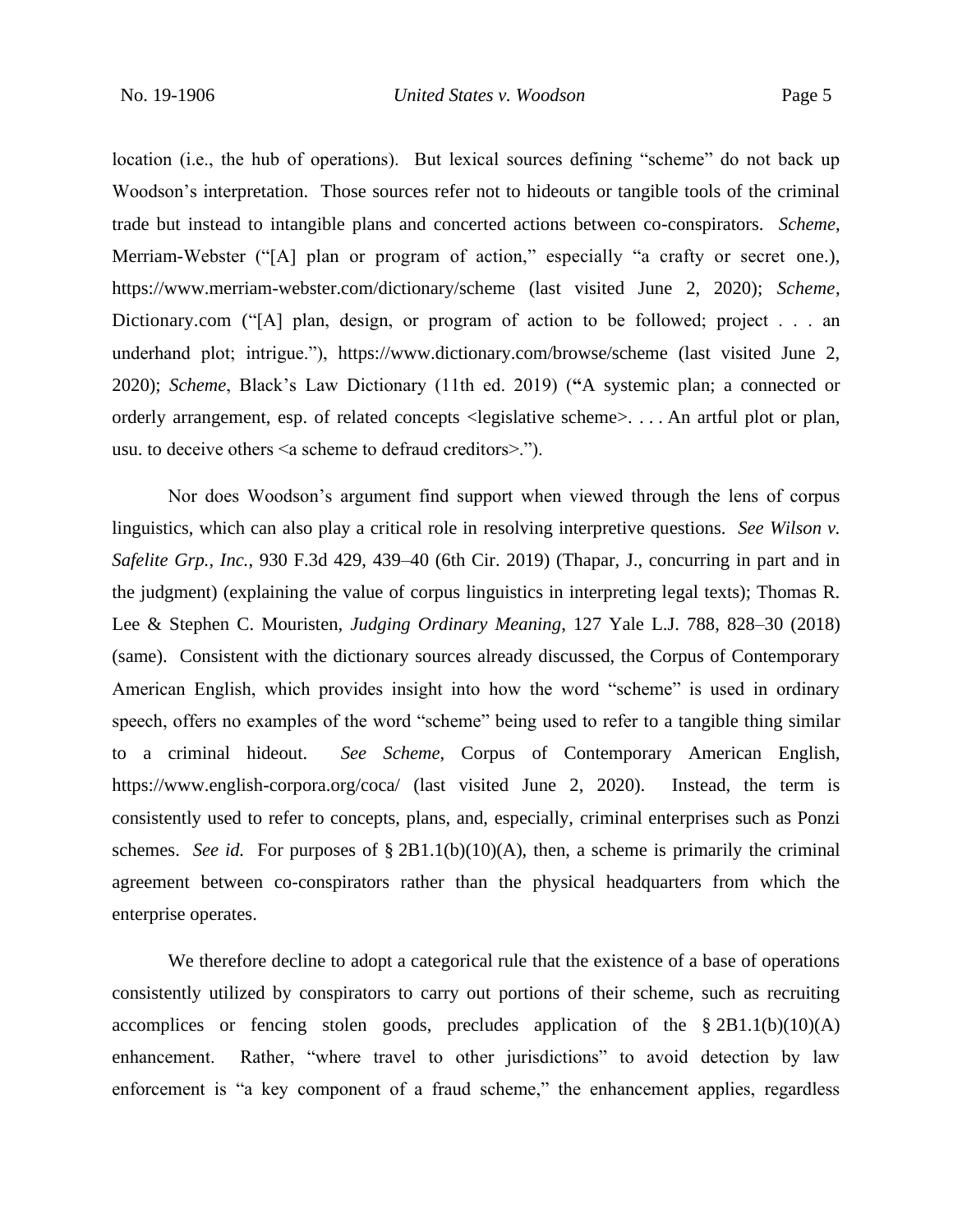location (i.e., the hub of operations). But lexical sources defining "scheme" do not back up Woodson's interpretation. Those sources refer not to hideouts or tangible tools of the criminal trade but instead to intangible plans and concerted actions between co-conspirators. *Scheme*, Merriam-Webster ("[A] plan or program of action," especially "a crafty or secret one.), https://www.merriam-webster.com/dictionary/scheme (last visited June 2, 2020); *Scheme*, Dictionary.com ("[A] plan, design, or program of action to be followed; project . . . an underhand plot; intrigue."), https://www.dictionary.com/browse/scheme (last visited June 2, 2020); *Scheme*, Black's Law Dictionary (11th ed. 2019) ("A systemic plan; a connected or orderly arrangement, esp. of related concepts <legislative scheme>. . . . An artful plot or plan, usu. to deceive others <a scheme to defraud creditors>.").

Nor does Woodson's argument find support when viewed through the lens of corpus linguistics, which can also play a critical role in resolving interpretive questions. *See Wilson v. Safelite Grp., Inc.*, 930 F.3d 429, 439–40 (6th Cir. 2019) (Thapar, J., concurring in part and in the judgment) (explaining the value of corpus linguistics in interpreting legal texts); Thomas R. Lee & Stephen C. Mouristen, *Judging Ordinary Meaning*, 127 Yale L.J. 788, 828–30 (2018) (same). Consistent with the dictionary sources already discussed, the Corpus of Contemporary American English, which provides insight into how the word "scheme" is used in ordinary speech, offers no examples of the word "scheme" being used to refer to a tangible thing similar to a criminal hideout. *See Scheme*, Corpus of Contemporary American English, https://www.english-corpora.org/coca/ (last visited June 2, 2020). Instead, the term is consistently used to refer to concepts, plans, and, especially, criminal enterprises such as Ponzi schemes. *See id.* For purposes of § 2B1.1(b)(10)(A), then, a scheme is primarily the criminal agreement between co-conspirators rather than the physical headquarters from which the enterprise operates.

We therefore decline to adopt a categorical rule that the existence of a base of operations consistently utilized by conspirators to carry out portions of their scheme, such as recruiting accomplices or fencing stolen goods, precludes application of the § 2B1.1(b)(10)(A) enhancement. Rather, "where travel to other jurisdictions" to avoid detection by law enforcement is "a key component of a fraud scheme," the enhancement applies, regardless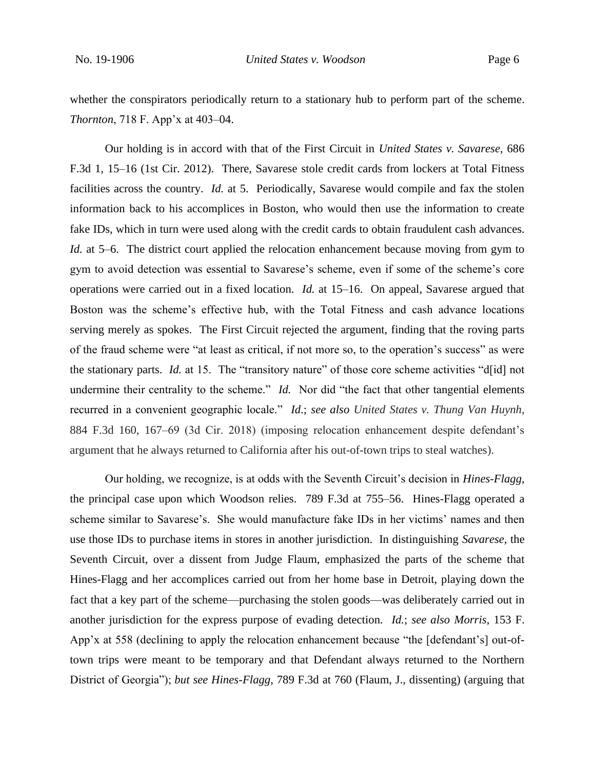whether the conspirators periodically return to a stationary hub to perform part of the scheme. *Thornton*, 718 F. App'x at 403–04.

Our holding is in accord with that of the First Circuit in *United States v. Savarese*, 686 F.3d 1, 15–16 (1st Cir. 2012). There, Savarese stole credit cards from lockers at Total Fitness facilities across the country. *Id.* at 5. Periodically, Savarese would compile and fax the stolen information back to his accomplices in Boston, who would then use the information to create fake IDs, which in turn were used along with the credit cards to obtain fraudulent cash advances. *Id.* at 5–6. The district court applied the relocation enhancement because moving from gym to gym to avoid detection was essential to Savarese's scheme, even if some of the scheme's core operations were carried out in a fixed location. *Id.* at 15–16. On appeal, Savarese argued that Boston was the scheme's effective hub, with the Total Fitness and cash advance locations serving merely as spokes. The First Circuit rejected the argument, finding that the roving parts of the fraud scheme were "at least as critical, if not more so, to the operation's success" as were the stationary parts. *Id.* at 15. The "transitory nature" of those core scheme activities "d[id] not undermine their centrality to the scheme." *Id.* Nor did "the fact that other tangential elements recurred in a convenient geographic locale." *Id.*; *see also United States v. Thung Van Huynh*, 884 F.3d 160, 167–69 (3d Cir. 2018) (imposing relocation enhancement despite defendant's argument that he always returned to California after his out-of-town trips to steal watches).

Our holding, we recognize, is at odds with the Seventh Circuit's decision in *Hines-Flagg*, the principal case upon which Woodson relies. 789 F.3d at 755–56. Hines-Flagg operated a scheme similar to Savarese's. She would manufacture fake IDs in her victims' names and then use those IDs to purchase items in stores in another jurisdiction. In distinguishing *Savarese*, the Seventh Circuit, over a dissent from Judge Flaum, emphasized the parts of the scheme that Hines-Flagg and her accomplices carried out from her home base in Detroit, playing down the fact that a key part of the scheme—purchasing the stolen goods—was deliberately carried out in another jurisdiction for the express purpose of evading detection. *Id.*; *see also Morris*, 153 F. App'x at 558 (declining to apply the relocation enhancement because "the [defendant's] out-of-town trips were meant to be temporary and that Defendant always returned to the Northern District of Georgia"); *but see Hines-Flagg*, 789 F.3d at 760 (Flaum, J., dissenting) (arguing that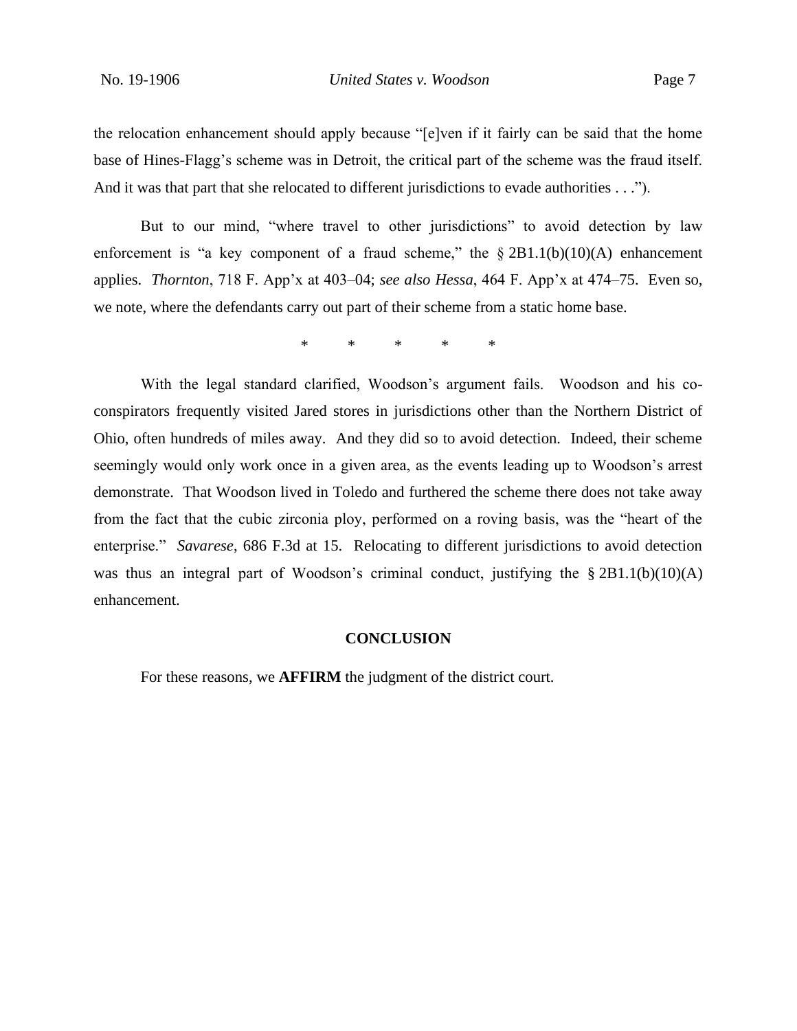the relocation enhancement should apply because "[e]ven if it fairly can be said that the home base of Hines-Flagg's scheme was in Detroit, the critical part of the scheme was the fraud itself. And it was that part that she relocated to different jurisdictions to evade authorities . . .").

But to our mind, "where travel to other jurisdictions" to avoid detection by law enforcement is "a key component of a fraud scheme," the § 2B1.1(b)(10)(A) enhancement applies. *Thornton*, 718 F. App'x at 403–04; *see also Hessa*, 464 F. App'x at 474–75. Even so, we note, where the defendants carry out part of their scheme from a static home base.

\* \* \* \* \*

With the legal standard clarified, Woodson's argument fails. Woodson and his co-conspirators frequently visited Jared stores in jurisdictions other than the Northern District of Ohio, often hundreds of miles away. And they did so to avoid detection. Indeed, their scheme seemingly would only work once in a given area, as the events leading up to Woodson's arrest demonstrate. That Woodson lived in Toledo and furthered the scheme there does not take away from the fact that the cubic zirconia ploy, performed on a roving basis, was the "heart of the enterprise." *Savarese*, 686 F.3d at 15. Relocating to different jurisdictions to avoid detection was thus an integral part of Woodson's criminal conduct, justifying the § 2B1.1(b)(10)(A) enhancement.

## CONCLUSION

For these reasons, we **AFFIRM** the judgment of the district court.